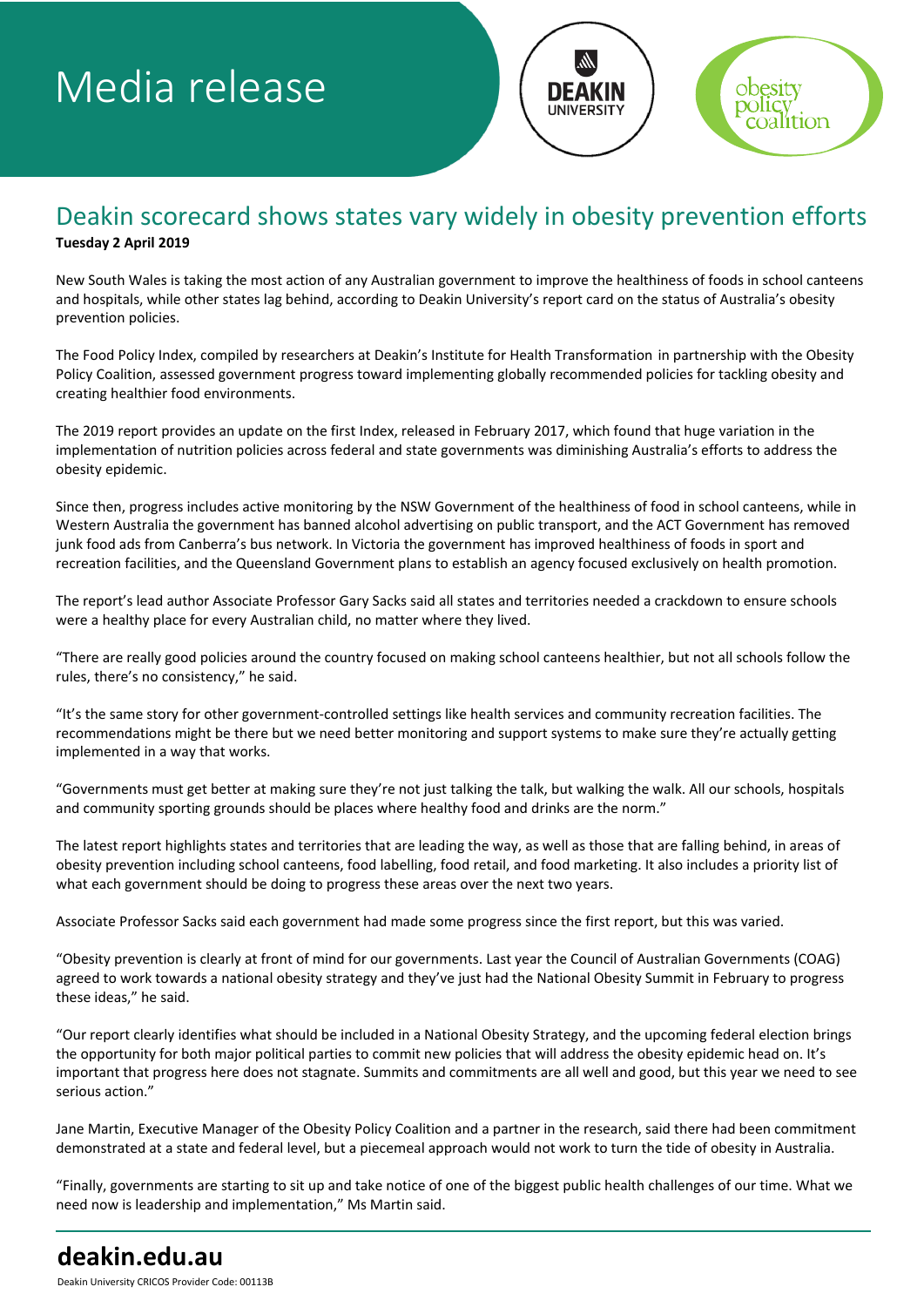# Media release

## Deakin scorecard shows states vary widely in obesity prevention efforts

**Tuesday 2 April 2019**

New South Wales is taking the most action of any Australian government to improve the healthiness of foods in school canteens and hospitals, while other states lag behind, according to Deakin University's report card on the status of Australia's obesity prevention policies.

The Food Policy Index, compiled by researchers at Deakin's Institute for Health Transformation in partnership with the Obesity Policy Coalition, assessed government progress toward implementing globally recommended policies for tackling obesity and creating healthier food environments.

The 2019 report provides an update on the first Index, released in February 2017, which found that huge variation in the implementation of nutrition policies across federal and state governments was diminishing Australia's efforts to address the obesity epidemic.

Since then, progress includes active monitoring by the NSW Government of the healthiness of food in school canteens, while in Western Australia the government has banned alcohol advertising on public transport, and the ACT Government has removed junk food ads from Canberra's bus network. In Victoria the government has improved healthiness of foods in sport and recreation facilities, and the Queensland Government plans to establish an agency focused exclusively on health promotion.

The report's lead author Associate Professor Gary Sacks said all states and territories needed a crackdown to ensure schools were a healthy place for every Australian child, no matter where they lived.

"There are really good policies around the country focused on making school canteens healthier, but not all schools follow the rules, there's no consistency," he said.

"It's the same story for other government-controlled settings like health services and community recreation facilities. The recommendations might be there but we need better monitoring and support systems to make sure they're actually getting implemented in a way that works.

"Governments must get better at making sure they're not just talking the talk, but walking the walk. All our schools, hospitals and community sporting grounds should be places where healthy food and drinks are the norm."

The latest report highlights states and territories that are leading the way, as well as those that are falling behind, in areas of obesity prevention including school canteens, food labelling, food retail, and food marketing. It also includes a priority list of what each government should be doing to progress these areas over the next two years.

Associate Professor Sacks said each government had made some progress since the first report, but this was varied.

"Obesity prevention is clearly at front of mind for our governments. Last year the Council of Australian Governments (COAG) agreed to work towards a national obesity strategy and they've just had the National Obesity Summit in February to progress these ideas," he said.

"Our report clearly identifies what should be included in a National Obesity Strategy, and the upcoming federal election brings the opportunity for both major political parties to commit new policies that will address the obesity epidemic head on. It's important that progress here does not stagnate. Summits and commitments are all well and good, but this year we need to see serious action."

Jane Martin, Executive Manager of the Obesity Policy Coalition and a partner in the research, said there had been commitment demonstrated at a state and federal level, but a piecemeal approach would not work to turn the tide of obesity in Australia.

"Finally, governments are starting to sit up and take notice of one of the biggest public health challenges of our time. What we need now is leadership and implementation," Ms Martin said.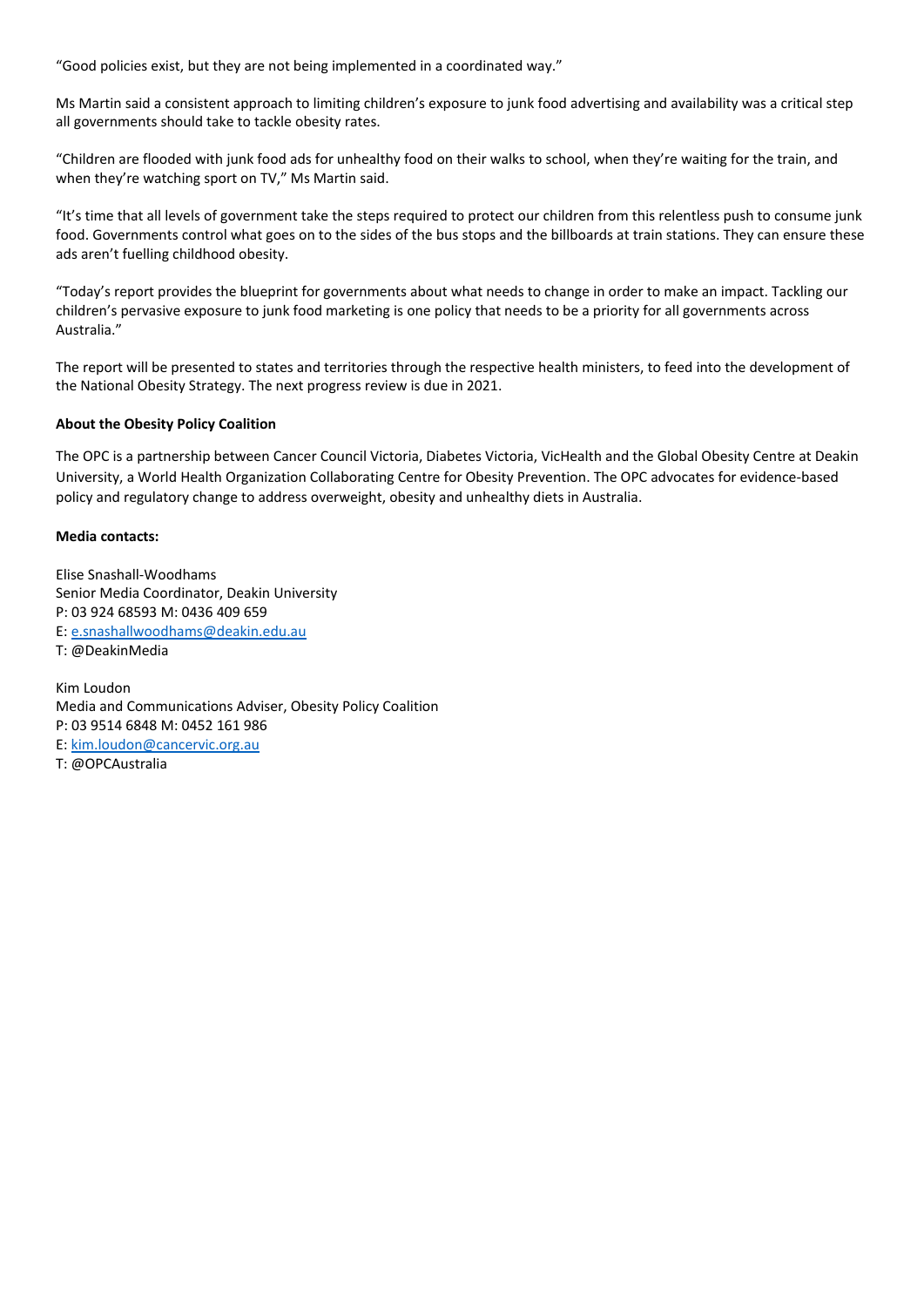"Good policies exist, but they are not being implemented in a coordinated way."

Ms Martin said a consistent approach to limiting children's exposure to junk food advertising and availability was a critical step all governments should take to tackle obesity rates.

"Children are flooded with junk food ads for unhealthy food on their walks to school, when they're waiting for the train, and when they're watching sport on TV," Ms Martin said.

"It's time that all levels of government take the steps required to protect our children from this relentless push to consume junk food. Governments control what goes on to the sides of the bus stops and the billboards at train stations. They can ensure these ads aren't fuelling childhood obesity.

"Today's report provides the blueprint for governments about what needs to change in order to make an impact. Tackling our children's pervasive exposure to junk food marketing is one policy that needs to be a priority for all governments across Australia."

The report will be presented to states and territories through the respective health ministers, to feed into the development of the National Obesity Strategy. The next progress review is due in 2021.

**About the Obesity Policy Coalition**

The OPC is a partnership between Cancer Council Victoria, Diabetes Victoria, VicHealth and the Global Obesity Centre at Deakin University, a World Health Organization Collaborating Centre for Obesity Prevention. The OPC advocates for evidence-based policy and regulatory change to address overweight, obesity and unhealthy diets in Australia.

**Media contacts:**

Elise Snashall-Woodhams
Senior Media Coordinator, Deakin University
P: 03 924 68593 M: 0436 409 659
E: e.snashallwoodhams@deakin.edu.au
T: @DeakinMedia

Kim Loudon
Media and Communications Adviser, Obesity Policy Coalition
P: 03 9514 6848 M: 0452 161 986
E: kim.loudon@cancervic.org.au
T: @OPCAustralia